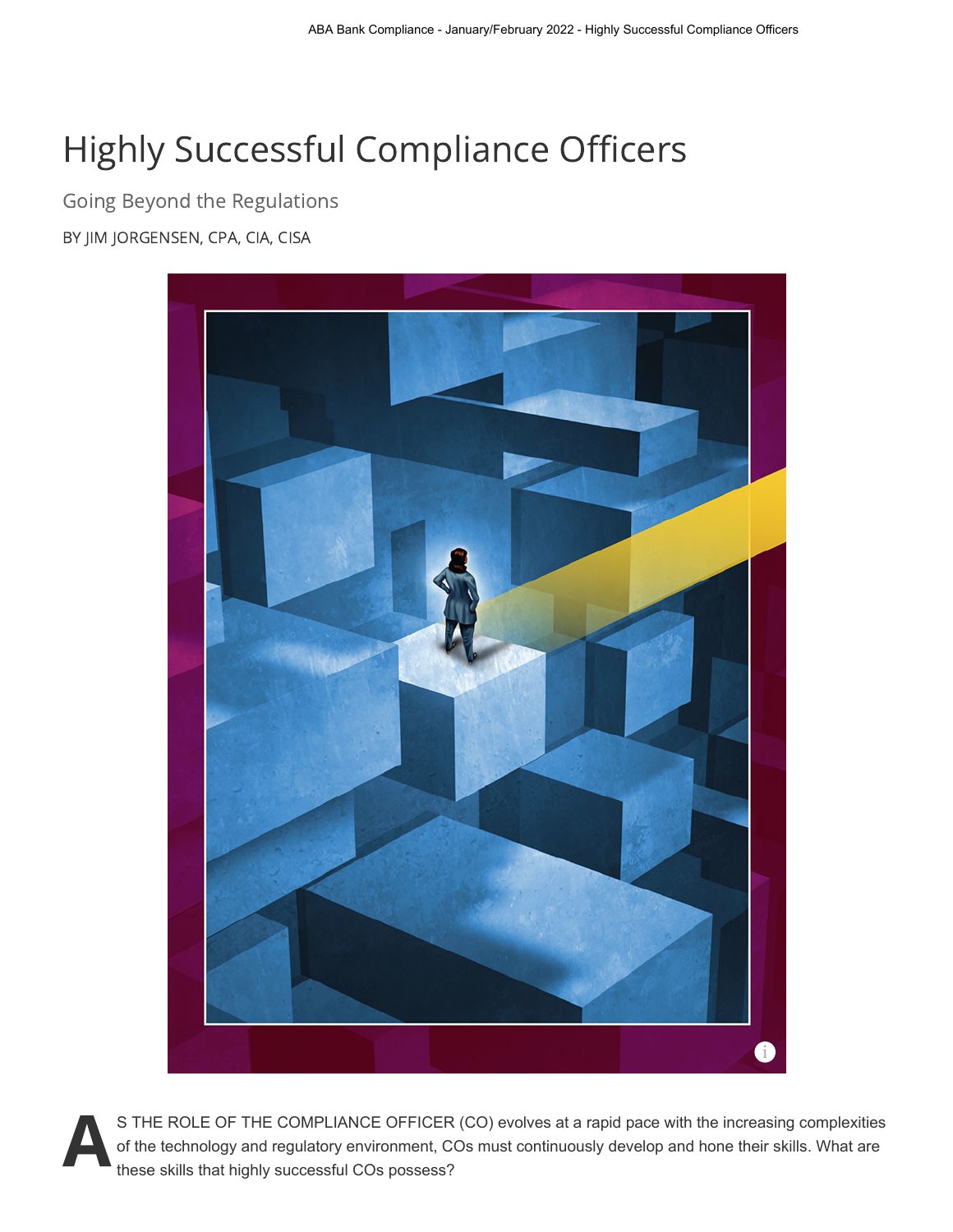# Highly Successful Compliance Officers

## Going Beyond the Regulations

BY JIM JORGENSEN, CPA, CIA, CISA

AS THE ROLE OF THE COMPLIANCE OFFICER (CO) evolves at a rapid pace with the increasing complexities of the technology and regulatory environment, COs must continuously develop and hone their skills. What are these skills that highly successful COs possess?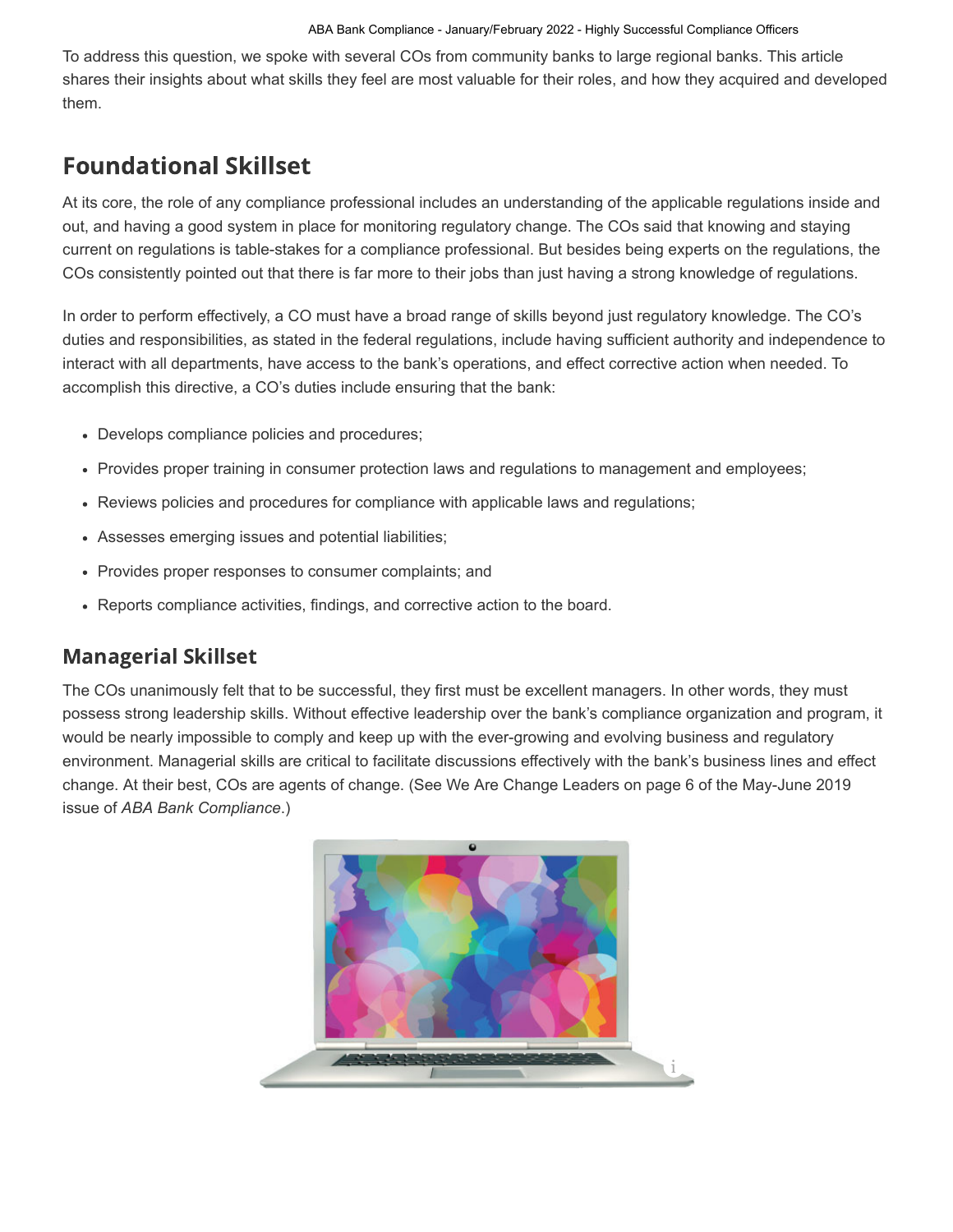To address this question, we spoke with several COs from community banks to large regional banks. This article shares their insights about what skills they feel are most valuable for their roles, and how they acquired and developed them.

## Foundational Skillset

At its core, the role of any compliance professional includes an understanding of the applicable regulations inside and out, and having a good system in place for monitoring regulatory change. The COs said that knowing and staying current on regulations is table-stakes for a compliance professional. But besides being experts on the regulations, the COs consistently pointed out that there is far more to their jobs than just having a strong knowledge of regulations.

In order to perform effectively, a CO must have a broad range of skills beyond just regulatory knowledge. The CO's duties and responsibilities, as stated in the federal regulations, include having sufficient authority and independence to interact with all departments, have access to the bank's operations, and effect corrective action when needed. To accomplish this directive, a CO's duties include ensuring that the bank:

- Develops compliance policies and procedures;
- Provides proper training in consumer protection laws and regulations to management and employees;
- Reviews policies and procedures for compliance with applicable laws and regulations;
- Assesses emerging issues and potential liabilities;
- Provides proper responses to consumer complaints; and
- Reports compliance activities, findings, and corrective action to the board.

## Managerial Skillset

The COs unanimously felt that to be successful, they first must be excellent managers. In other words, they must possess strong leadership skills. Without effective leadership over the bank's compliance organization and program, it would be nearly impossible to comply and keep up with the ever-growing and evolving business and regulatory environment. Managerial skills are critical to facilitate discussions effectively with the bank's business lines and effect change. At their best, COs are agents of change. (See We Are Change Leaders on page 6 of the May-June 2019 issue of *ABA Bank Compliance*.)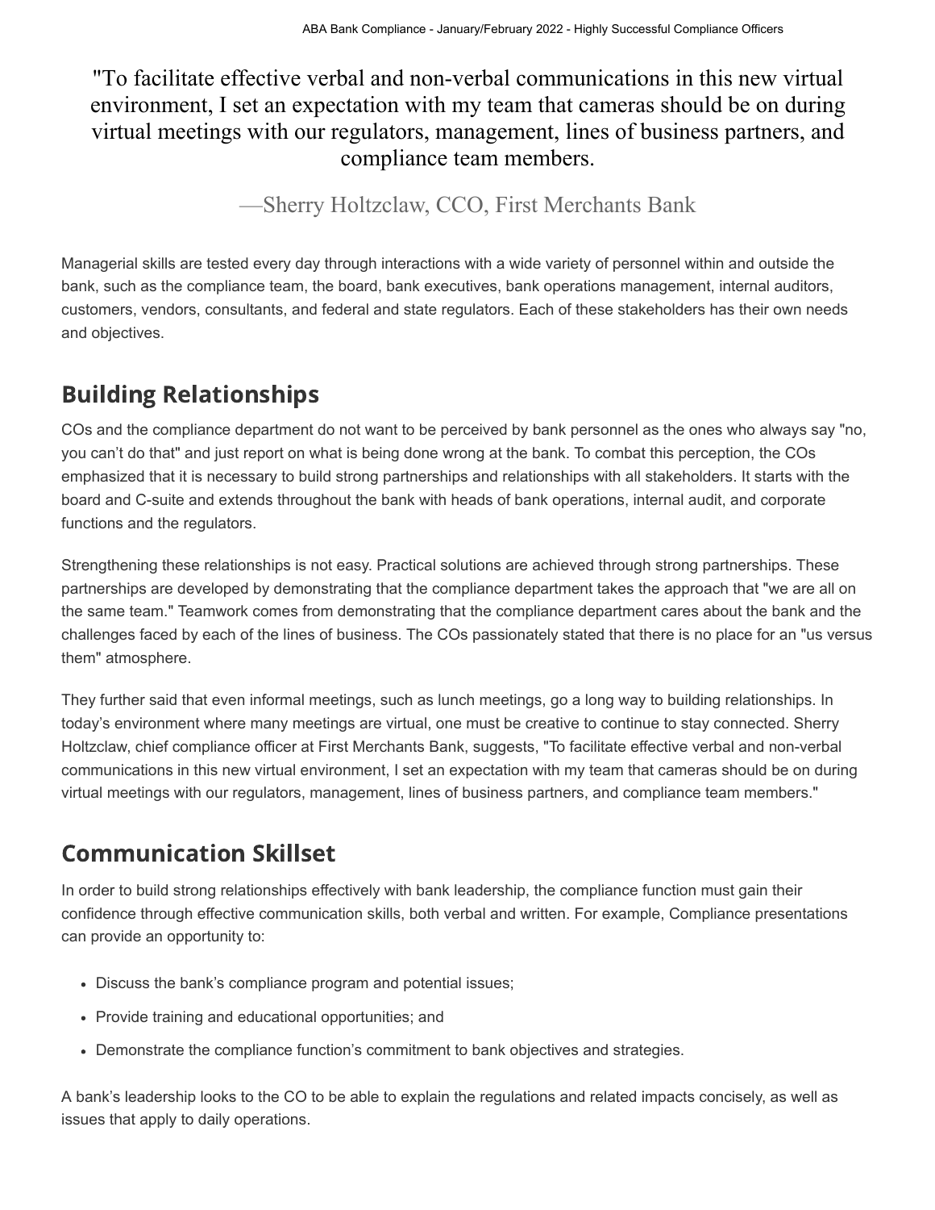> "To facilitate effective verbal and non-verbal communications in this new virtual environment, I set an expectation with my team that cameras should be on during virtual meetings with our regulators, management, lines of business partners, and compliance team members.
>
> —Sherry Holtzclaw, CCO, First Merchants Bank

Managerial skills are tested every day through interactions with a wide variety of personnel within and outside the bank, such as the compliance team, the board, bank executives, bank operations management, internal auditors, customers, vendors, consultants, and federal and state regulators. Each of these stakeholders has their own needs and objectives.

## Building Relationships

COs and the compliance department do not want to be perceived by bank personnel as the ones who always say "no, you can't do that" and just report on what is being done wrong at the bank. To combat this perception, the COs emphasized that it is necessary to build strong partnerships and relationships with all stakeholders. It starts with the board and C-suite and extends throughout the bank with heads of bank operations, internal audit, and corporate functions and the regulators.

Strengthening these relationships is not easy. Practical solutions are achieved through strong partnerships. These partnerships are developed by demonstrating that the compliance department takes the approach that "we are all on the same team." Teamwork comes from demonstrating that the compliance department cares about the bank and the challenges faced by each of the lines of business. The COs passionately stated that there is no place for an "us versus them" atmosphere.

They further said that even informal meetings, such as lunch meetings, go a long way to building relationships. In today's environment where many meetings are virtual, one must be creative to continue to stay connected. Sherry Holtzclaw, chief compliance officer at First Merchants Bank, suggests, "To facilitate effective verbal and non-verbal communications in this new virtual environment, I set an expectation with my team that cameras should be on during virtual meetings with our regulators, management, lines of business partners, and compliance team members."

## Communication Skillset

In order to build strong relationships effectively with bank leadership, the compliance function must gain their confidence through effective communication skills, both verbal and written. For example, Compliance presentations can provide an opportunity to:

- Discuss the bank's compliance program and potential issues;
- Provide training and educational opportunities; and
- Demonstrate the compliance function's commitment to bank objectives and strategies.

A bank's leadership looks to the CO to be able to explain the regulations and related impacts concisely, as well as issues that apply to daily operations.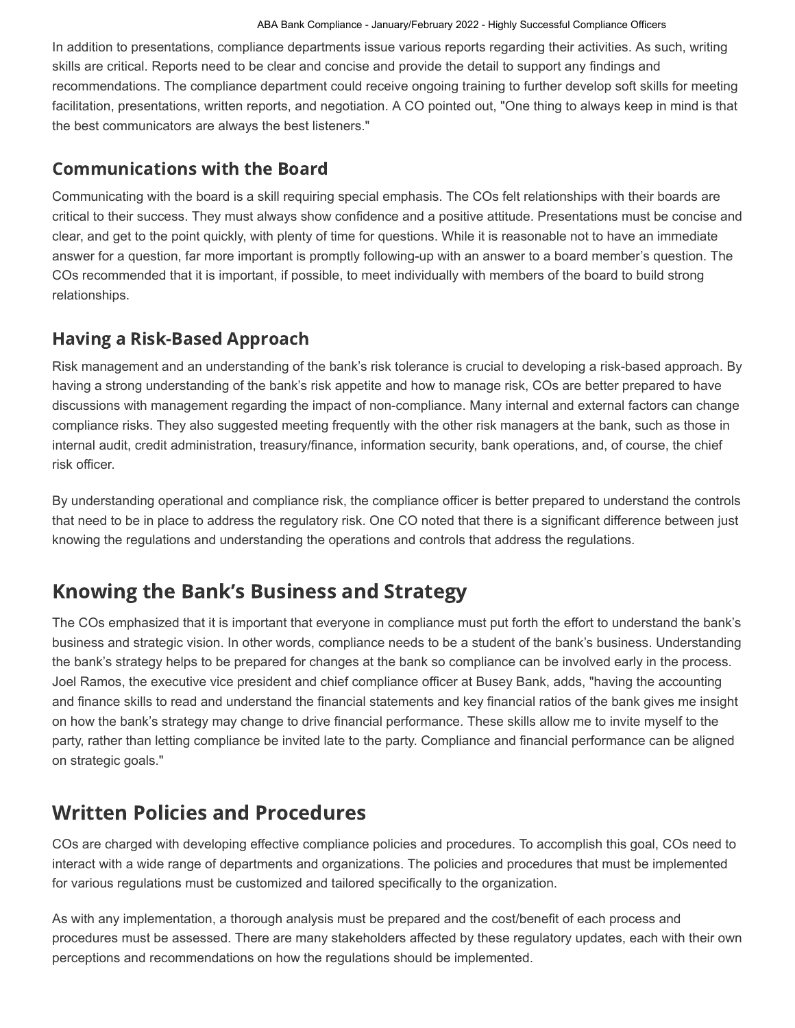In addition to presentations, compliance departments issue various reports regarding their activities. As such, writing skills are critical. Reports need to be clear and concise and provide the detail to support any findings and recommendations. The compliance department could receive ongoing training to further develop soft skills for meeting facilitation, presentations, written reports, and negotiation. A CO pointed out, "One thing to always keep in mind is that the best communicators are always the best listeners."

### Communications with the Board

Communicating with the board is a skill requiring special emphasis. The COs felt relationships with their boards are critical to their success. They must always show confidence and a positive attitude. Presentations must be concise and clear, and get to the point quickly, with plenty of time for questions. While it is reasonable not to have an immediate answer for a question, far more important is promptly following-up with an answer to a board member's question. The COs recommended that it is important, if possible, to meet individually with members of the board to build strong relationships.

### Having a Risk-Based Approach

Risk management and an understanding of the bank's risk tolerance is crucial to developing a risk-based approach. By having a strong understanding of the bank's risk appetite and how to manage risk, COs are better prepared to have discussions with management regarding the impact of non-compliance. Many internal and external factors can change compliance risks. They also suggested meeting frequently with the other risk managers at the bank, such as those in internal audit, credit administration, treasury/finance, information security, bank operations, and, of course, the chief risk officer.

By understanding operational and compliance risk, the compliance officer is better prepared to understand the controls that need to be in place to address the regulatory risk. One CO noted that there is a significant difference between just knowing the regulations and understanding the operations and controls that address the regulations.

## Knowing the Bank's Business and Strategy

The COs emphasized that it is important that everyone in compliance must put forth the effort to understand the bank's business and strategic vision. In other words, compliance needs to be a student of the bank's business. Understanding the bank's strategy helps to be prepared for changes at the bank so compliance can be involved early in the process. Joel Ramos, the executive vice president and chief compliance officer at Busey Bank, adds, "having the accounting and finance skills to read and understand the financial statements and key financial ratios of the bank gives me insight on how the bank's strategy may change to drive financial performance. These skills allow me to invite myself to the party, rather than letting compliance be invited late to the party. Compliance and financial performance can be aligned on strategic goals."

## Written Policies and Procedures

COs are charged with developing effective compliance policies and procedures. To accomplish this goal, COs need to interact with a wide range of departments and organizations. The policies and procedures that must be implemented for various regulations must be customized and tailored specifically to the organization.

As with any implementation, a thorough analysis must be prepared and the cost/benefit of each process and procedures must be assessed. There are many stakeholders affected by these regulatory updates, each with their own perceptions and recommendations on how the regulations should be implemented.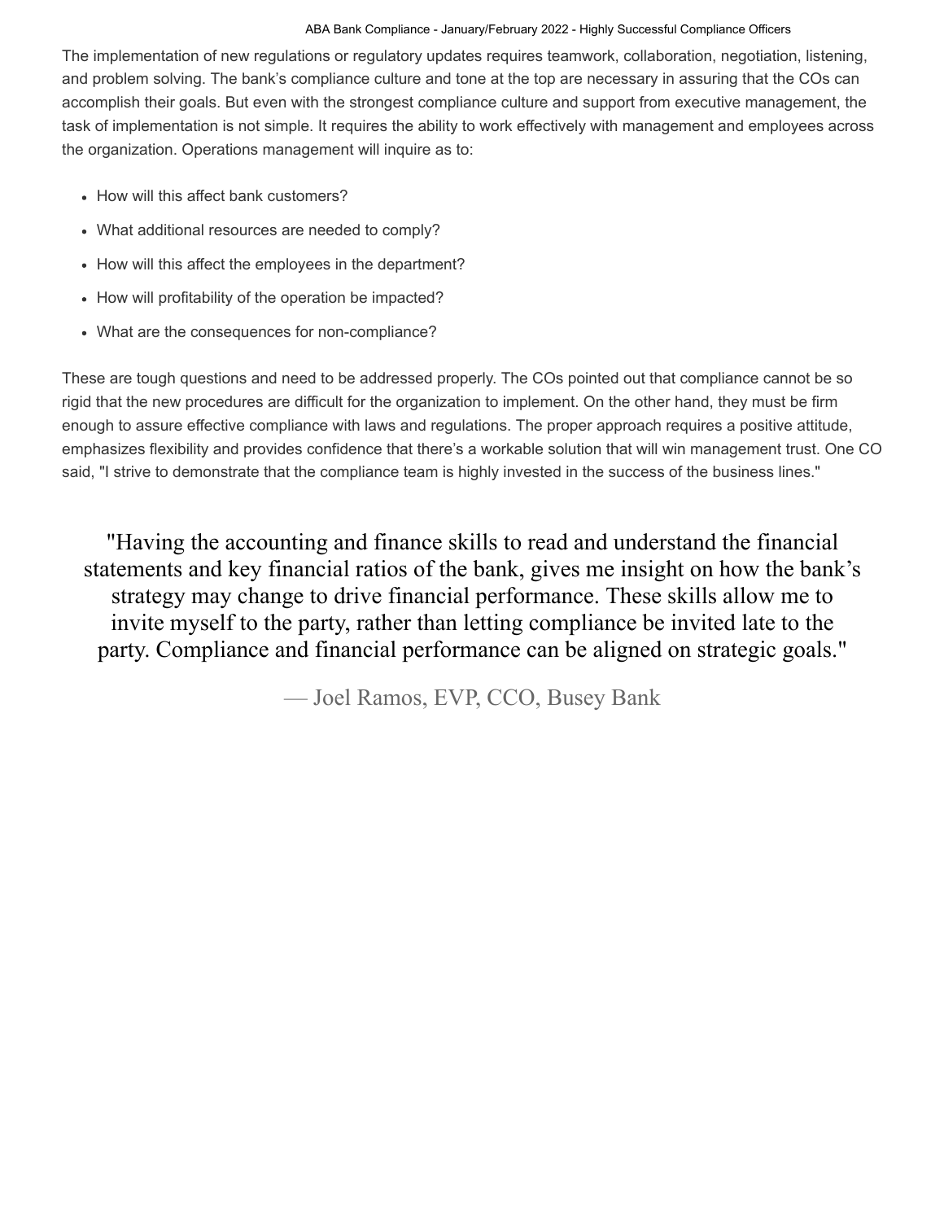The implementation of new regulations or regulatory updates requires teamwork, collaboration, negotiation, listening, and problem solving. The bank's compliance culture and tone at the top are necessary in assuring that the COs can accomplish their goals. But even with the strongest compliance culture and support from executive management, the task of implementation is not simple. It requires the ability to work effectively with management and employees across the organization. Operations management will inquire as to:

- How will this affect bank customers?
- What additional resources are needed to comply?
- How will this affect the employees in the department?
- How will profitability of the operation be impacted?
- What are the consequences for non-compliance?

These are tough questions and need to be addressed properly. The COs pointed out that compliance cannot be so rigid that the new procedures are difficult for the organization to implement. On the other hand, they must be firm enough to assure effective compliance with laws and regulations. The proper approach requires a positive attitude, emphasizes flexibility and provides confidence that there's a workable solution that will win management trust. One CO said, "I strive to demonstrate that the compliance team is highly invested in the success of the business lines."

> "Having the accounting and finance skills to read and understand the financial statements and key financial ratios of the bank, gives me insight on how the bank's strategy may change to drive financial performance. These skills allow me to invite myself to the party, rather than letting compliance be invited late to the party. Compliance and financial performance can be aligned on strategic goals."
>
> — Joel Ramos, EVP, CCO, Busey Bank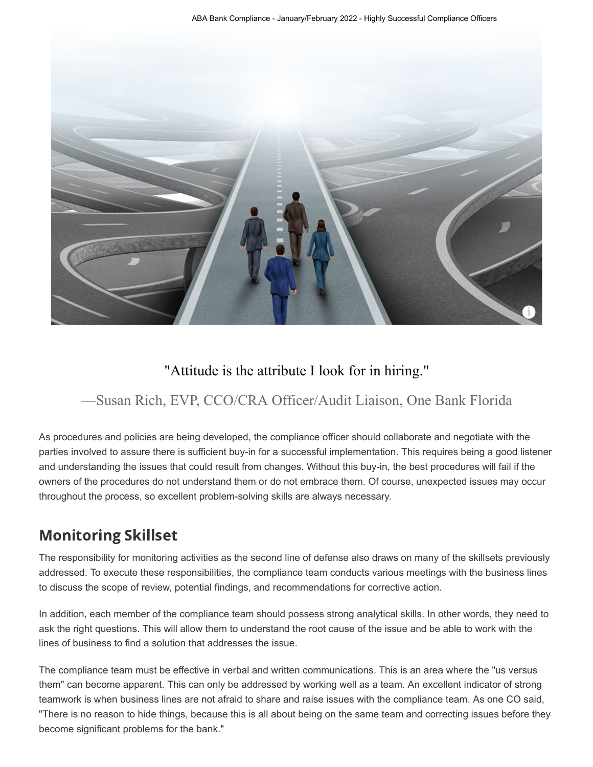"Attitude is the attribute I look for in hiring."

—Susan Rich, EVP, CCO/CRA Officer/Audit Liaison, One Bank Florida

As procedures and policies are being developed, the compliance officer should collaborate and negotiate with the parties involved to assure there is sufficient buy-in for a successful implementation. This requires being a good listener and understanding the issues that could result from changes. Without this buy-in, the best procedures will fail if the owners of the procedures do not understand them or do not embrace them. Of course, unexpected issues may occur throughout the process, so excellent problem-solving skills are always necessary.

## Monitoring Skillset

The responsibility for monitoring activities as the second line of defense also draws on many of the skillsets previously addressed. To execute these responsibilities, the compliance team conducts various meetings with the business lines to discuss the scope of review, potential findings, and recommendations for corrective action.

In addition, each member of the compliance team should possess strong analytical skills. In other words, they need to ask the right questions. This will allow them to understand the root cause of the issue and be able to work with the lines of business to find a solution that addresses the issue.

The compliance team must be effective in verbal and written communications. This is an area where the "us versus them" can become apparent. This can only be addressed by working well as a team. An excellent indicator of strong teamwork is when business lines are not afraid to share and raise issues with the compliance team. As one CO said, "There is no reason to hide things, because this is all about being on the same team and correcting issues before they become significant problems for the bank."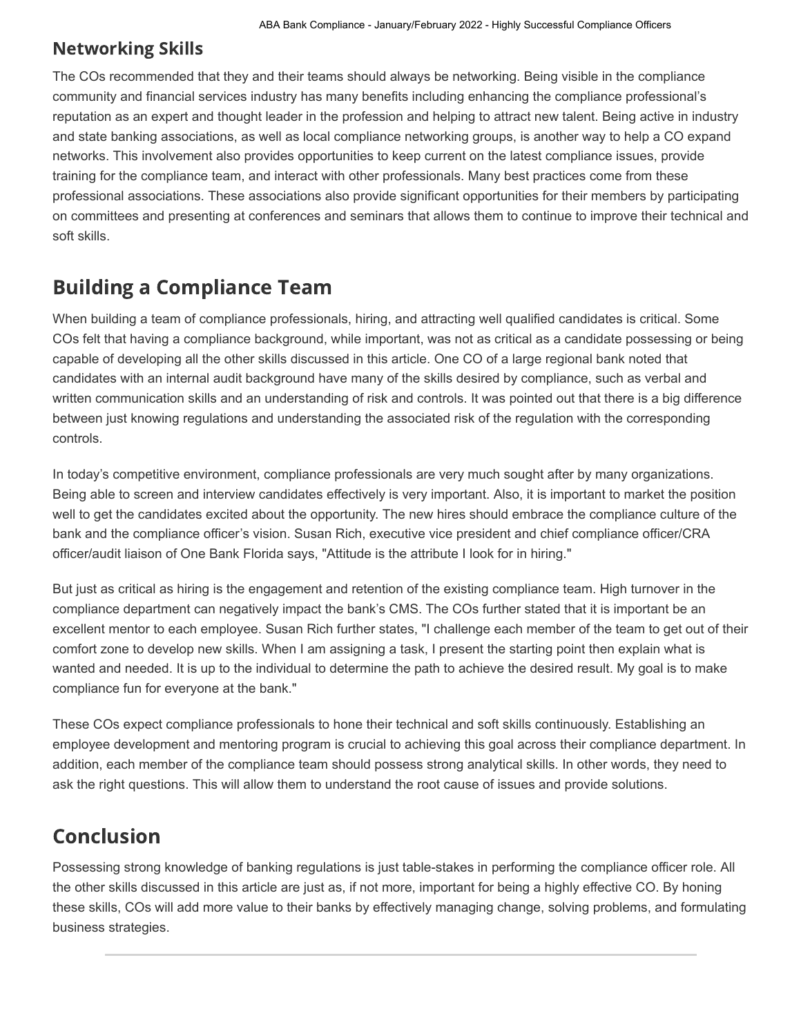## Networking Skills

The COs recommended that they and their teams should always be networking. Being visible in the compliance community and financial services industry has many benefits including enhancing the compliance professional's reputation as an expert and thought leader in the profession and helping to attract new talent. Being active in industry and state banking associations, as well as local compliance networking groups, is another way to help a CO expand networks. This involvement also provides opportunities to keep current on the latest compliance issues, provide training for the compliance team, and interact with other professionals. Many best practices come from these professional associations. These associations also provide significant opportunities for their members by participating on committees and presenting at conferences and seminars that allows them to continue to improve their technical and soft skills.

# Building a Compliance Team

When building a team of compliance professionals, hiring, and attracting well qualified candidates is critical. Some COs felt that having a compliance background, while important, was not as critical as a candidate possessing or being capable of developing all the other skills discussed in this article. One CO of a large regional bank noted that candidates with an internal audit background have many of the skills desired by compliance, such as verbal and written communication skills and an understanding of risk and controls. It was pointed out that there is a big difference between just knowing regulations and understanding the associated risk of the regulation with the corresponding controls.

In today's competitive environment, compliance professionals are very much sought after by many organizations. Being able to screen and interview candidates effectively is very important. Also, it is important to market the position well to get the candidates excited about the opportunity. The new hires should embrace the compliance culture of the bank and the compliance officer's vision. Susan Rich, executive vice president and chief compliance officer/CRA officer/audit liaison of One Bank Florida says, "Attitude is the attribute I look for in hiring."

But just as critical as hiring is the engagement and retention of the existing compliance team. High turnover in the compliance department can negatively impact the bank's CMS. The COs further stated that it is important be an excellent mentor to each employee. Susan Rich further states, "I challenge each member of the team to get out of their comfort zone to develop new skills. When I am assigning a task, I present the starting point then explain what is wanted and needed. It is up to the individual to determine the path to achieve the desired result. My goal is to make compliance fun for everyone at the bank."

These COs expect compliance professionals to hone their technical and soft skills continuously. Establishing an employee development and mentoring program is crucial to achieving this goal across their compliance department. In addition, each member of the compliance team should possess strong analytical skills. In other words, they need to ask the right questions. This will allow them to understand the root cause of issues and provide solutions.

# Conclusion

Possessing strong knowledge of banking regulations is just table-stakes in performing the compliance officer role. All the other skills discussed in this article are just as, if not more, important for being a highly effective CO. By honing these skills, COs will add more value to their banks by effectively managing change, solving problems, and formulating business strategies.

---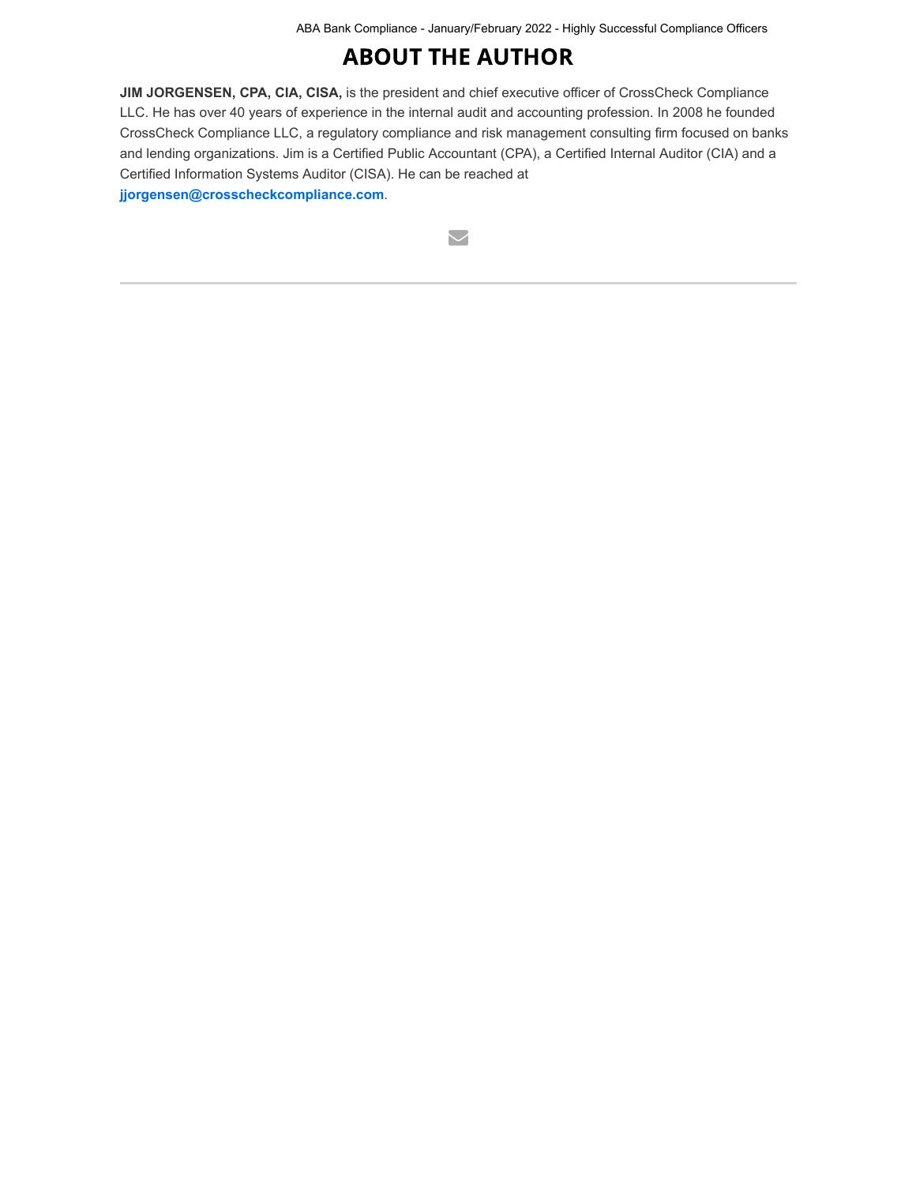# ABOUT THE AUTHOR

**JIM JORGENSEN, CPA, CIA, CISA,** is the president and chief executive officer of CrossCheck Compliance LLC. He has over 40 years of experience in the internal audit and accounting profession. In 2008 he founded CrossCheck Compliance LLC, a regulatory compliance and risk management consulting firm focused on banks and lending organizations. Jim is a Certified Public Accountant (CPA), a Certified Internal Auditor (CIA) and a Certified Information Systems Auditor (CISA). He can be reached at **jjorgensen@crosscheckcompliance.com**.